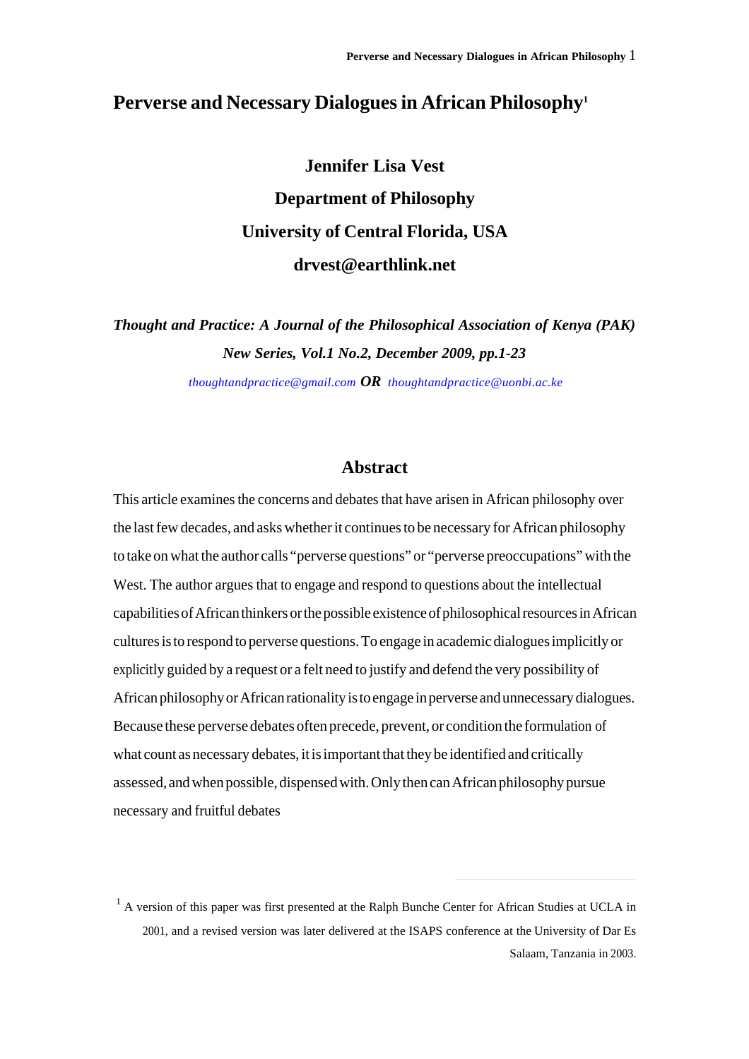# Perverse and Necessary Dialogues in African Philosophy[1]

**Jennifer Lisa Vest**

**Department of Philosophy**

**University of Central Florida, USA**

**drvest@earthlink.net**

***Thought and Practice: A Journal of the Philosophical Association of Kenya (PAK)***

***New Series, Vol.1 No.2, December 2009, pp.1-23***

*thoughtandpractice@gmail.com* ***OR*** *thoughtandpractice@uonbi.ac.ke*

## Abstract

This article examines the concerns and debates that have arisen in African philosophy over the last few decades, and asks whether it continues to be necessary for African philosophy to take on what the author calls "perverse questions" or "perverse preoccupations" with the West. The author argues that to engage and respond to questions about the intellectual capabilities of African thinkers or the possible existence of philosophical resources in African cultures is to respond to perverse questions. To engage in academic dialogues implicitly or explicitly guided by a request or a felt need to justify and defend the very possibility of African philosophy or African rationality is to engage in perverse and unnecessary dialogues. Because these perverse debates often precede, prevent, or condition the formulation of what count as necessary debates, it is important that they be identified and critically assessed, and when possible, dispensed with. Only then can African philosophy pursue necessary and fruitful debates

---

[1] A version of this paper was first presented at the Ralph Bunche Center for African Studies at UCLA in 2001, and a revised version was later delivered at the ISAPS conference at the University of Dar Es Salaam, Tanzania in 2003.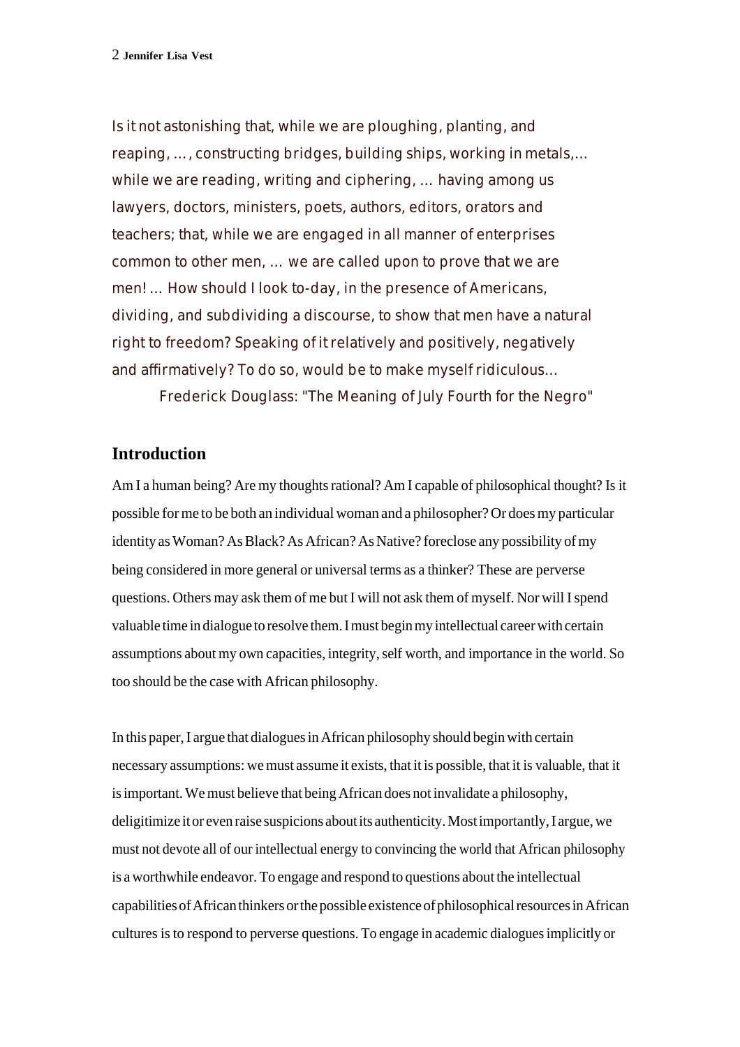Is it not astonishing that, while we are ploughing, planting, and reaping, ..., constructing bridges, building ships, working in metals,... while we are reading, writing and ciphering, ... having among us lawyers, doctors, ministers, poets, authors, editors, orators and teachers; that, while we are engaged in all manner of enterprises common to other men, ... we are called upon to prove that we are men! ... How should I look to-day, in the presence of Americans, dividing, and subdividing a discourse, to show that men have a natural right to freedom? Speaking of it relatively and positively, negatively and affirmatively? To do so, would be to make myself ridiculous...

Frederick Douglass: "The Meaning of July Fourth for the Negro"

## Introduction

Am I a human being? Are my thoughts rational? Am I capable of philosophical thought? Is it possible for me to be both an individual woman and a philosopher? Or does my particular identity as Woman? As Black? As African? As Native? foreclose any possibility of my being considered in more general or universal terms as a thinker? These are perverse questions. Others may ask them of me but I will not ask them of myself. Nor will I spend valuable time in dialogue to resolve them. I must begin my intellectual career with certain assumptions about my own capacities, integrity, self worth, and importance in the world. So too should be the case with African philosophy.

In this paper, I argue that dialogues in African philosophy should begin with certain necessary assumptions: we must assume it exists, that it is possible, that it is valuable, that it is important. We must believe that being African does not invalidate a philosophy, deligitimize it or even raise suspicions about its authenticity. Most importantly, I argue, we must not devote all of our intellectual energy to convincing the world that African philosophy is a worthwhile endeavor. To engage and respond to questions about the intellectual capabilities of African thinkers or the possible existence of philosophical resources in African cultures is to respond to perverse questions. To engage in academic dialogues implicitly or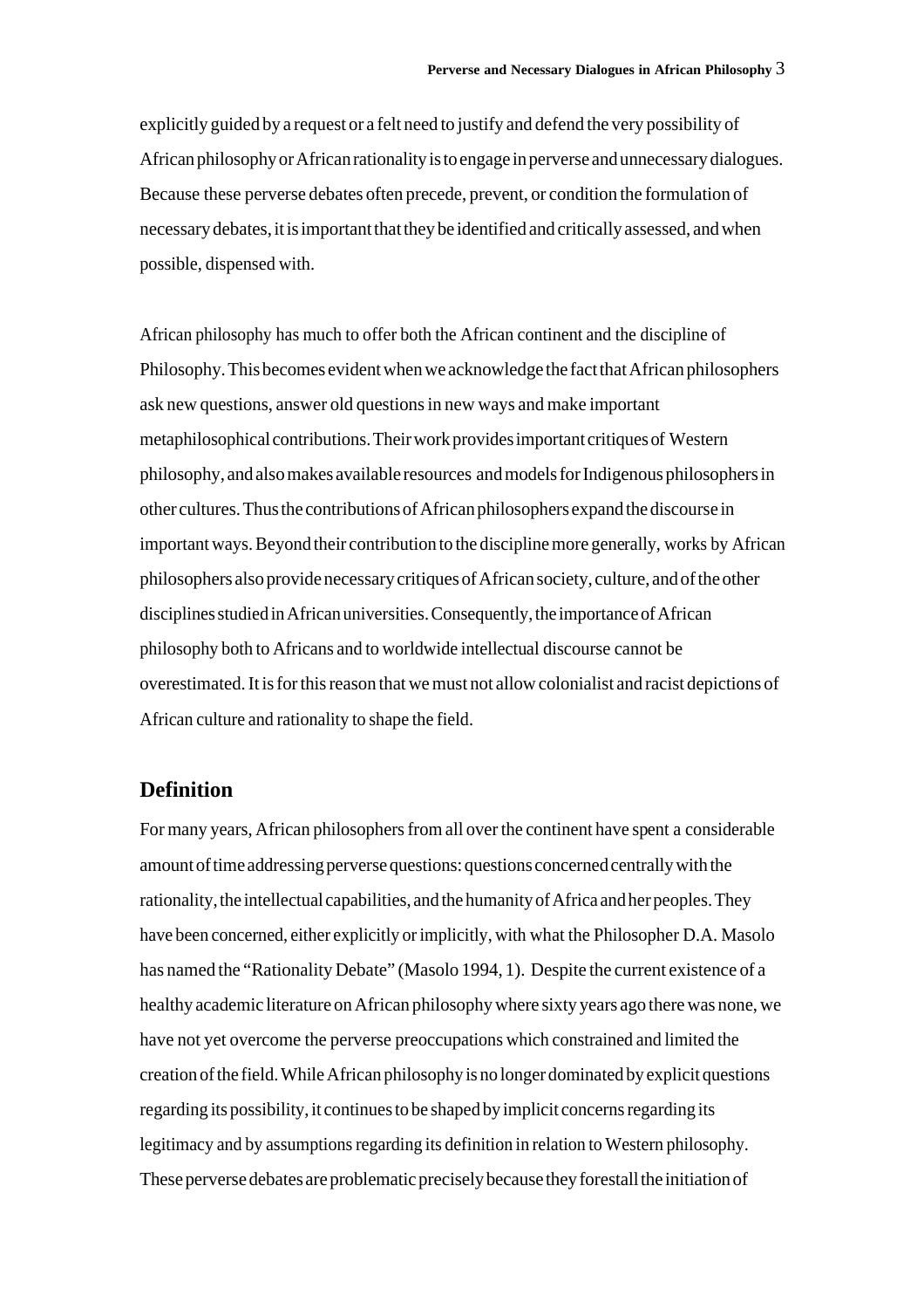explicitly guided by a request or a felt need to justify and defend the very possibility of African philosophy or African rationality is to engage in perverse and unnecessary dialogues. Because these perverse debates often precede, prevent, or condition the formulation of necessary debates, it is important that they be identified and critically assessed, and when possible, dispensed with.

African philosophy has much to offer both the African continent and the discipline of Philosophy. This becomes evident when we acknowledge the fact that African philosophers ask new questions, answer old questions in new ways and make important metaphilosophical contributions. Their work provides important critiques of Western philosophy, and also makes available resources and models for Indigenous philosophers in other cultures. Thus the contributions of African philosophers expand the discourse in important ways. Beyond their contribution to the discipline more generally, works by African philosophers also provide necessary critiques of African society, culture, and of the other disciplines studied in African universities. Consequently, the importance of African philosophy both to Africans and to worldwide intellectual discourse cannot be overestimated. It is for this reason that we must not allow colonialist and racist depictions of African culture and rationality to shape the field.

## Definition

For many years, African philosophers from all over the continent have spent a considerable amount of time addressing perverse questions: questions concerned centrally with the rationality, the intellectual capabilities, and the humanity of Africa and her peoples. They have been concerned, either explicitly or implicitly, with what the Philosopher D.A. Masolo has named the "Rationality Debate" (Masolo 1994, 1). Despite the current existence of a healthy academic literature on African philosophy where sixty years ago there was none, we have not yet overcome the perverse preoccupations which constrained and limited the creation of the field. While African philosophy is no longer dominated by explicit questions regarding its possibility, it continues to be shaped by implicit concerns regarding its legitimacy and by assumptions regarding its definition in relation to Western philosophy. These perverse debates are problematic precisely because they forestall the initiation of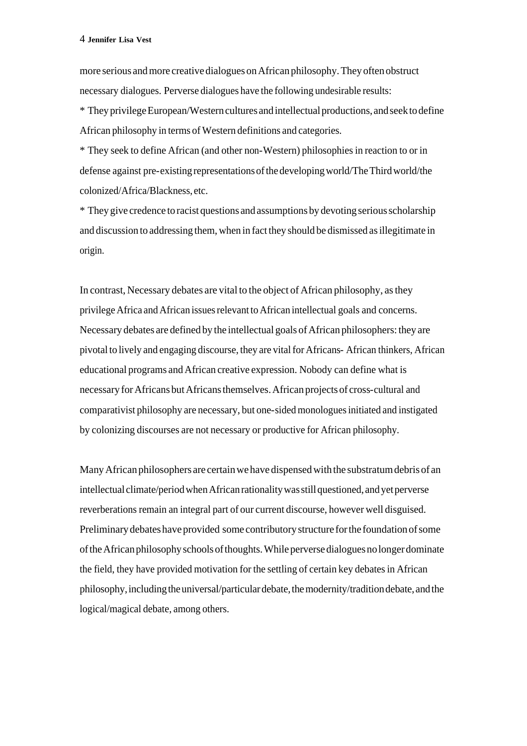more serious and more creative dialogues on African philosophy. They often obstruct necessary dialogues. Perverse dialogues have the following undesirable results:

* They privilege European/Western cultures and intellectual productions, and seek to define African philosophy in terms of Western definitions and categories.

* They seek to define African (and other non-Western) philosophies in reaction to or in defense against pre-existing representations of the developing world/The Third world/the colonized/Africa/Blackness, etc.

* They give credence to racist questions and assumptions by devoting serious scholarship and discussion to addressing them, when in fact they should be dismissed as illegitimate in origin.

In contrast, Necessary debates are vital to the object of African philosophy, as they privilege Africa and African issues relevant to African intellectual goals and concerns. Necessary debates are defined by the intellectual goals of African philosophers: they are pivotal to lively and engaging discourse, they are vital for Africans- African thinkers, African educational programs and African creative expression. Nobody can define what is necessary for Africans but Africans themselves. African projects of cross-cultural and comparativist philosophy are necessary, but one-sided monologues initiated and instigated by colonizing discourses are not necessary or productive for African philosophy.

Many African philosophers are certain we have dispensed with the substratum debris of an intellectual climate/period when African rationality was still questioned, and yet perverse reverberations remain an integral part of our current discourse, however well disguised. Preliminary debates have provided some contributory structure for the foundation of some of the African philosophy schools of thoughts. While perverse dialogues no longer dominate the field, they have provided motivation for the settling of certain key debates in African philosophy, including the universal/particular debate, the modernity/tradition debate, and the logical/magical debate, among others.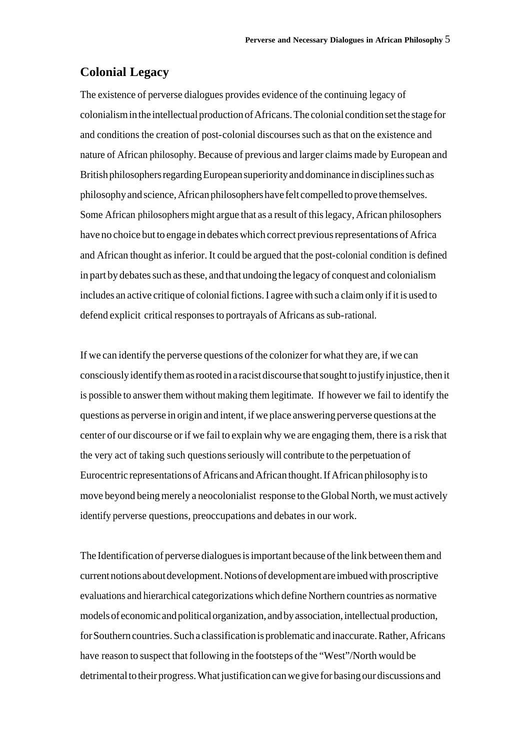## Colonial Legacy

The existence of perverse dialogues provides evidence of the continuing legacy of colonialism in the intellectual production of Africans. The colonial condition set the stage for and conditions the creation of post-colonial discourses such as that on the existence and nature of African philosophy. Because of previous and larger claims made by European and British philosophers regarding European superiority and dominance in disciplines such as philosophy and science, African philosophers have felt compelled to prove themselves. Some African philosophers might argue that as a result of this legacy, African philosophers have no choice but to engage in debates which correct previous representations of Africa and African thought as inferior. It could be argued that the post-colonial condition is defined in part by debates such as these, and that undoing the legacy of conquest and colonialism includes an active critique of colonial fictions. I agree with such a claim only if it is used to defend explicit critical responses to portrayals of Africans as sub-rational.

If we can identify the perverse questions of the colonizer for what they are, if we can consciously identify them as rooted in a racist discourse that sought to justify injustice, then it is possible to answer them without making them legitimate. If however we fail to identify the questions as perverse in origin and intent, if we place answering perverse questions at the center of our discourse or if we fail to explain why we are engaging them, there is a risk that the very act of taking such questions seriously will contribute to the perpetuation of Eurocentric representations of Africans and African thought. If African philosophy is to move beyond being merely a neocolonialist response to the Global North, we must actively identify perverse questions, preoccupations and debates in our work.

The Identification of perverse dialogues is important because of the link between them and current notions about development. Notions of development are imbued with proscriptive evaluations and hierarchical categorizations which define Northern countries as normative models of economic and political organization, and by association, intellectual production, for Southern countries. Such a classification is problematic and inaccurate. Rather, Africans have reason to suspect that following in the footsteps of the "West"/North would be detrimental to their progress. What justification can we give for basing our discussions and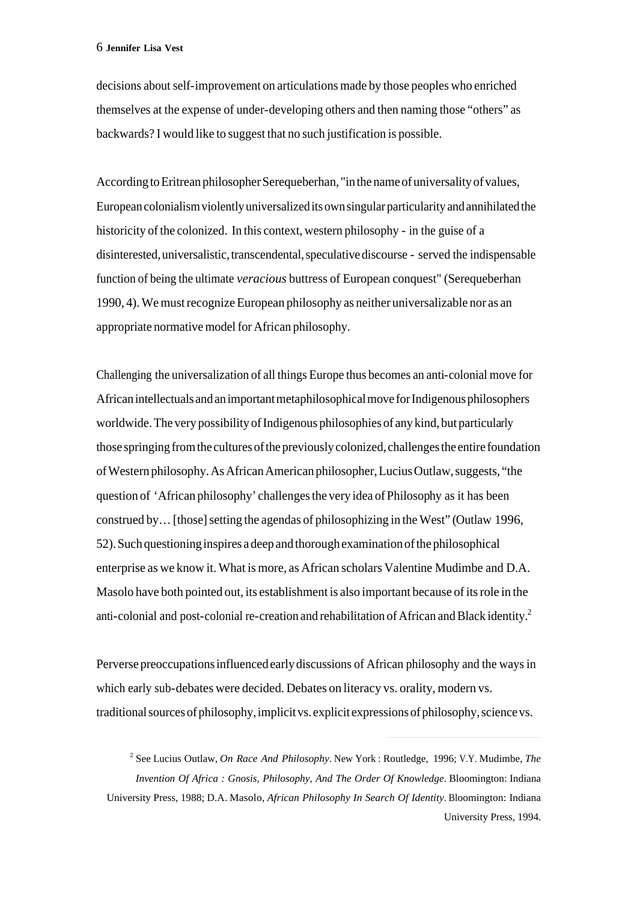decisions about self-improvement on articulations made by those peoples who enriched themselves at the expense of under-developing others and then naming those "others" as backwards? I would like to suggest that no such justification is possible.

According to Eritrean philosopher Serequeberhan, "in the name of universality of values, European colonialism violently universalized its own singular particularity and annihilated the historicity of the colonized. In this context, western philosophy - in the guise of a disinterested, universalistic, transcendental, speculative discourse - served the indispensable function of being the ultimate *veracious* buttress of European conquest" (Serequeberhan 1990, 4). We must recognize European philosophy as neither universalizable nor as an appropriate normative model for African philosophy.

Challenging the universalization of all things Europe thus becomes an anti-colonial move for African intellectuals and an important metaphilosophical move for Indigenous philosophers worldwide. The very possibility of Indigenous philosophies of any kind, but particularly those springing from the cultures of the previously colonized, challenges the entire foundation of Western philosophy. As African American philosopher, Lucius Outlaw, suggests, "the question of 'African philosophy' challenges the very idea of Philosophy as it has been construed by… [those] setting the agendas of philosophizing in the West" (Outlaw 1996, 52). Such questioning inspires a deep and thorough examination of the philosophical enterprise as we know it. What is more, as African scholars Valentine Mudimbe and D.A. Masolo have both pointed out, its establishment is also important because of its role in the anti-colonial and post-colonial re-creation and rehabilitation of African and Black identity.[2]

Perverse preoccupations influenced early discussions of African philosophy and the ways in which early sub-debates were decided. Debates on literacy vs. orality, modern vs. traditional sources of philosophy, implicit vs. explicit expressions of philosophy, science vs.

---

[2] See Lucius Outlaw, *On Race And Philosophy*. New York : Routledge, 1996; V.Y. Mudimbe, *The Invention Of Africa : Gnosis, Philosophy, And The Order Of Knowledge*. Bloomington: Indiana University Press, 1988; D.A. Masolo, *African Philosophy In Search Of Identity*. Bloomington: Indiana University Press, 1994.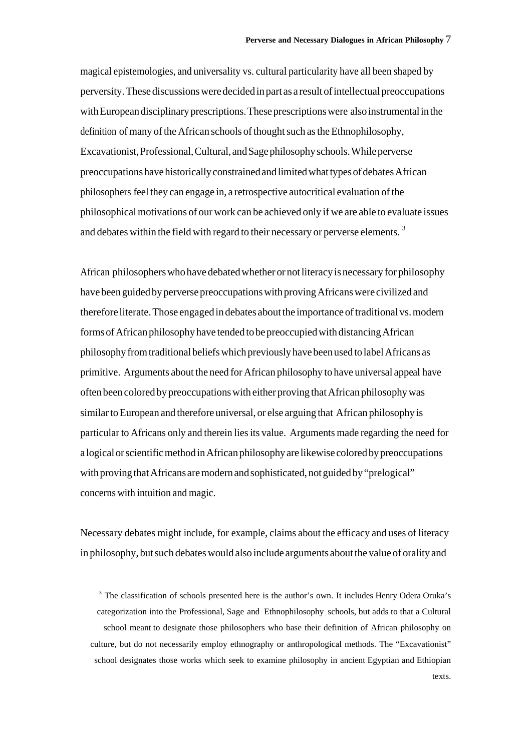magical epistemologies, and universality vs. cultural particularity have all been shaped by perversity. These discussions were decided in part as a result of intellectual preoccupations with European disciplinary prescriptions. These prescriptions were also instrumental in the definition of many of the African schools of thought such as the Ethnophilosophy, Excavationist, Professional, Cultural, and Sage philosophy schools. While perverse preoccupations have historically constrained and limited what types of debates African philosophers feel they can engage in, a retrospective autocritical evaluation of the philosophical motivations of our work can be achieved only if we are able to evaluate issues and debates within the field with regard to their necessary or perverse elements. [3]

African philosophers who have debated whether or not literacy is necessary for philosophy have been guided by perverse preoccupations with proving Africans were civilized and therefore literate. Those engaged in debates about the importance of traditional vs. modern forms of African philosophy have tended to be preoccupied with distancing African philosophy from traditional beliefs which previously have been used to label Africans as primitive. Arguments about the need for African philosophy to have universal appeal have often been colored by preoccupations with either proving that African philosophy was similar to European and therefore universal, or else arguing that African philosophy is particular to Africans only and therein lies its value. Arguments made regarding the need for a logical or scientific method in African philosophy are likewise colored by preoccupations with proving that Africans are modern and sophisticated, not guided by "prelogical" concerns with intuition and magic.

Necessary debates might include, for example, claims about the efficacy and uses of literacy in philosophy, but such debates would also include arguments about the value of orality and

[3] The classification of schools presented here is the author's own. It includes Henry Odera Oruka's categorization into the Professional, Sage and Ethnophilosophy schools, but adds to that a Cultural school meant to designate those philosophers who base their definition of African philosophy on culture, but do not necessarily employ ethnography or anthropological methods. The "Excavationist" school designates those works which seek to examine philosophy in ancient Egyptian and Ethiopian texts.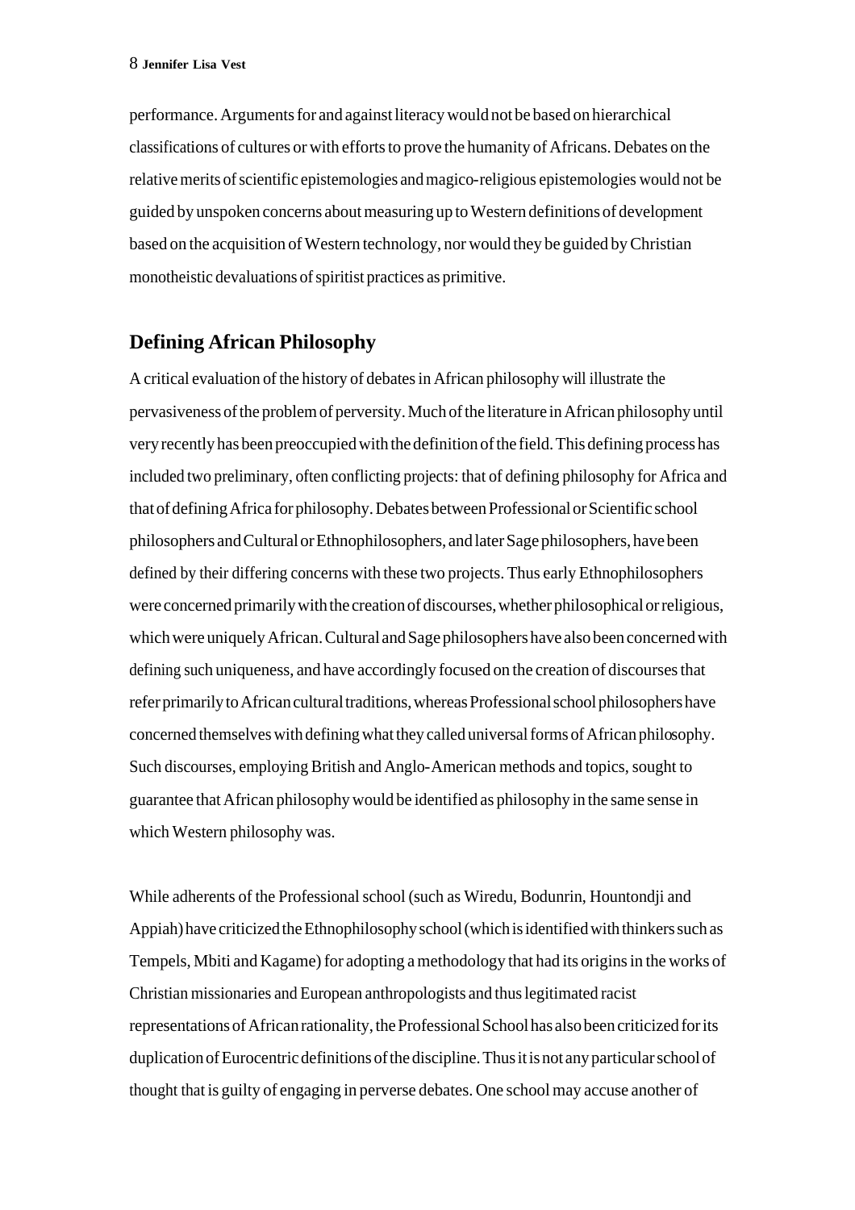performance. Arguments for and against literacy would not be based on hierarchical classifications of cultures or with efforts to prove the humanity of Africans. Debates on the relative merits of scientific epistemologies and magico-religious epistemologies would not be guided by unspoken concerns about measuring up to Western definitions of development based on the acquisition of Western technology, nor would they be guided by Christian monotheistic devaluations of spiritist practices as primitive.

## Defining African Philosophy

A critical evaluation of the history of debates in African philosophy will illustrate the pervasiveness of the problem of perversity. Much of the literature in African philosophy until very recently has been preoccupied with the definition of the field. This defining process has included two preliminary, often conflicting projects: that of defining philosophy for Africa and that of defining Africa for philosophy. Debates between Professional or Scientific school philosophers and Cultural or Ethnophilosophers, and later Sage philosophers, have been defined by their differing concerns with these two projects. Thus early Ethnophilosophers were concerned primarily with the creation of discourses, whether philosophical or religious, which were uniquely African. Cultural and Sage philosophers have also been concerned with defining such uniqueness, and have accordingly focused on the creation of discourses that refer primarily to African cultural traditions, whereas Professional school philosophers have concerned themselves with defining what they called universal forms of African philosophy. Such discourses, employing British and Anglo-American methods and topics, sought to guarantee that African philosophy would be identified as philosophy in the same sense in which Western philosophy was.

While adherents of the Professional school (such as Wiredu, Bodunrin, Hountondji and Appiah) have criticized the Ethnophilosophy school (which is identified with thinkers such as Tempels, Mbiti and Kagame) for adopting a methodology that had its origins in the works of Christian missionaries and European anthropologists and thus legitimated racist representations of African rationality, the Professional School has also been criticized for its duplication of Eurocentric definitions of the discipline. Thus it is not any particular school of thought that is guilty of engaging in perverse debates. One school may accuse another of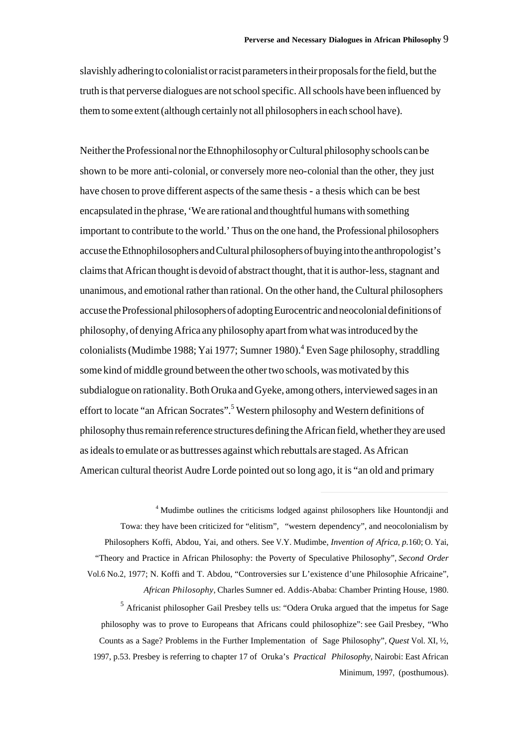slavishly adhering to colonialist or racist parameters in their proposals for the field, but the truth is that perverse dialogues are not school specific. All schools have been influenced by them to some extent (although certainly not all philosophers in each school have).

Neither the Professional nor the Ethnophilosophy or Cultural philosophy schools can be shown to be more anti-colonial, or conversely more neo-colonial than the other, they just have chosen to prove different aspects of the same thesis - a thesis which can be best encapsulated in the phrase, 'We are rational and thoughtful humans with something important to contribute to the world.' Thus on the one hand, the Professional philosophers accuse the Ethnophilosophers and Cultural philosophers of buying into the anthropologist's claims that African thought is devoid of abstract thought, that it is author-less, stagnant and unanimous, and emotional rather than rational. On the other hand, the Cultural philosophers accuse the Professional philosophers of adopting Eurocentric and neocolonial definitions of philosophy, of denying Africa any philosophy apart from what was introduced by the colonialists (Mudimbe 1988; Yai 1977; Sumner 1980).[4] Even Sage philosophy, straddling some kind of middle ground between the other two schools, was motivated by this subdialogue on rationality. Both Oruka and Gyeke, among others, interviewed sages in an effort to locate "an African Socrates".[5] Western philosophy and Western definitions of philosophy thus remain reference structures defining the African field, whether they are used as ideals to emulate or as buttresses against which rebuttals are staged. As African American cultural theorist Audre Lorde pointed out so long ago, it is "an old and primary

---

[4] Mudimbe outlines the criticisms lodged against philosophers like Hountondji and Towa: they have been criticized for "elitism", "western dependency", and neocolonialism by Philosophers Koffi, Abdou, Yai, and others. See V.Y. Mudimbe, *Invention of Africa, p.*160; O. Yai, "Theory and Practice in African Philosophy: the Poverty of Speculative Philosophy", *Second Order* Vol.6 No.2, 1977; N. Koffi and T. Abdou, "Controversies sur L'existence d'une Philosophie Africaine", *African Philosophy*, Charles Sumner ed. Addis-Ababa: Chamber Printing House, 1980.

[5] Africanist philosopher Gail Presbey tells us: "Odera Oruka argued that the impetus for Sage philosophy was to prove to Europeans that Africans could philosophize": see Gail Presbey, "Who Counts as a Sage? Problems in the Further Implementation of Sage Philosophy", *Quest* Vol. XI, ½, 1997, p.53. Presbey is referring to chapter 17 of Oruka's *Practical Philosophy*, Nairobi: East African Minimum, 1997, (posthumous).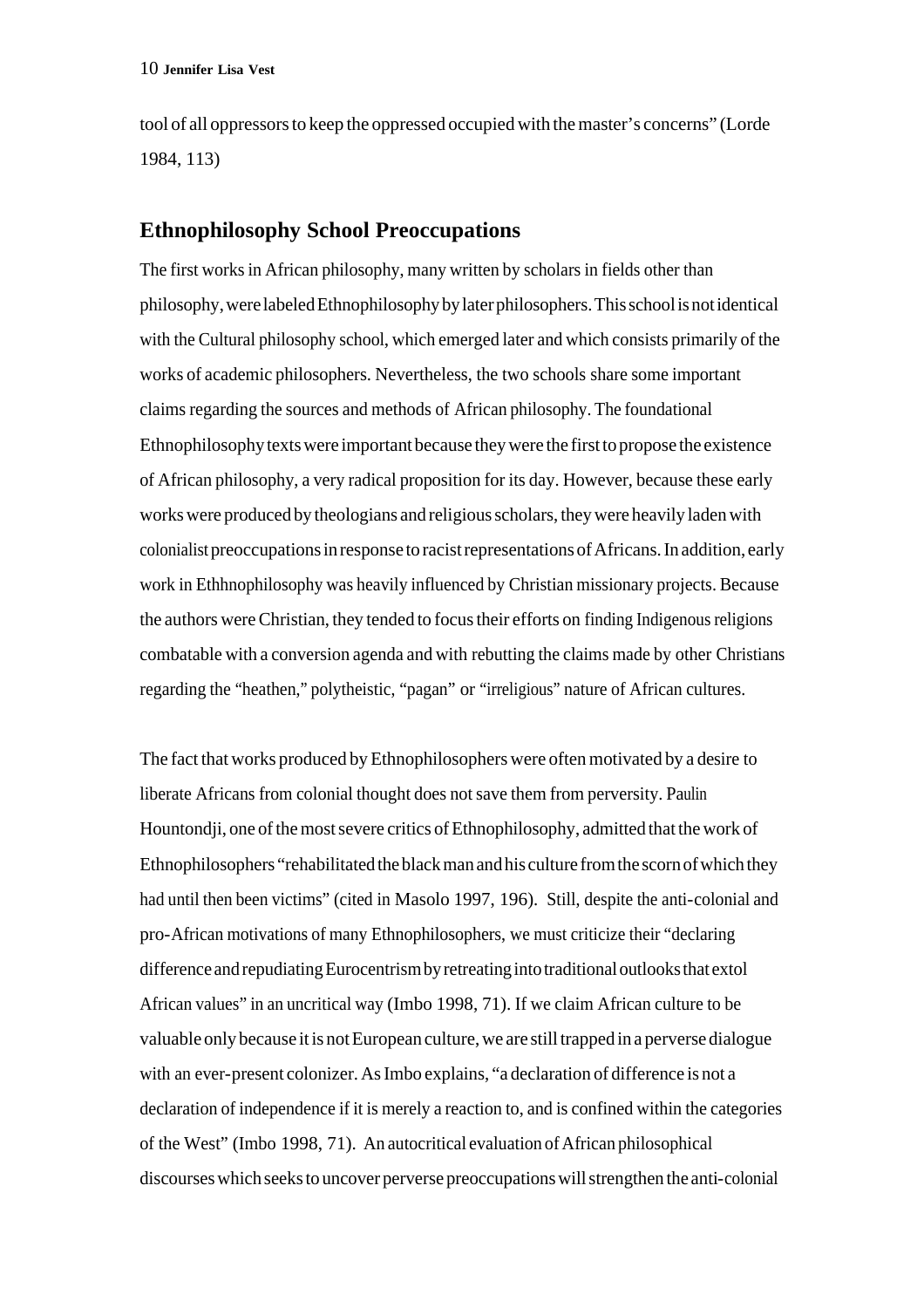tool of all oppressors to keep the oppressed occupied with the master's concerns" (Lorde 1984, 113)

## Ethnophilosophy School Preoccupations

The first works in African philosophy, many written by scholars in fields other than philosophy, were labeled Ethnophilosophy by later philosophers. This school is not identical with the Cultural philosophy school, which emerged later and which consists primarily of the works of academic philosophers. Nevertheless, the two schools share some important claims regarding the sources and methods of African philosophy. The foundational Ethnophilosophy texts were important because they were the first to propose the existence of African philosophy, a very radical proposition for its day. However, because these early works were produced by theologians and religious scholars, they were heavily laden with colonialist preoccupations in response to racist representations of Africans. In addition, early work in Ethhnophilosophy was heavily influenced by Christian missionary projects. Because the authors were Christian, they tended to focus their efforts on finding Indigenous religions combatable with a conversion agenda and with rebutting the claims made by other Christians regarding the "heathen," polytheistic, "pagan" or "irreligious" nature of African cultures.

The fact that works produced by Ethnophilosophers were often motivated by a desire to liberate Africans from colonial thought does not save them from perversity. Paulin Hountondji, one of the most severe critics of Ethnophilosophy, admitted that the work of Ethnophilosophers "rehabilitated the black man and his culture from the scorn of which they had until then been victims" (cited in Masolo 1997, 196). Still, despite the anti-colonial and pro-African motivations of many Ethnophilosophers, we must criticize their "declaring difference and repudiating Eurocentrism by retreating into traditional outlooks that extol African values" in an uncritical way (Imbo 1998, 71). If we claim African culture to be valuable only because it is not European culture, we are still trapped in a perverse dialogue with an ever-present colonizer. As Imbo explains, "a declaration of difference is not a declaration of independence if it is merely a reaction to, and is confined within the categories of the West" (Imbo 1998, 71). An autocritical evaluation of African philosophical discourses which seeks to uncover perverse preoccupations will strengthen the anti-colonial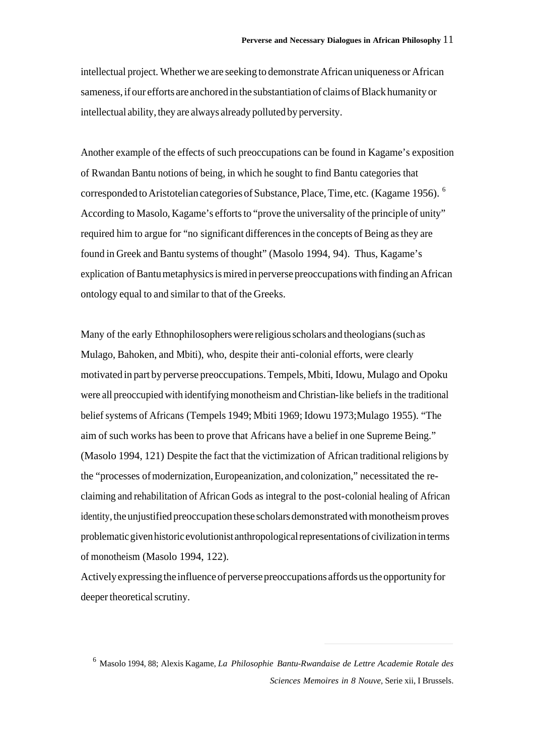intellectual project. Whether we are seeking to demonstrate African uniqueness or African sameness, if our efforts are anchored in the substantiation of claims of Black humanity or intellectual ability, they are always already polluted by perversity.

Another example of the effects of such preoccupations can be found in Kagame's exposition of Rwandan Bantu notions of being, in which he sought to find Bantu categories that corresponded to Aristotelian categories of Substance, Place, Time, etc. (Kagame 1956). [6] According to Masolo, Kagame's efforts to "prove the universality of the principle of unity" required him to argue for "no significant differences in the concepts of Being as they are found in Greek and Bantu systems of thought" (Masolo 1994, 94). Thus, Kagame's explication of Bantu metaphysics is mired in perverse preoccupations with finding an African ontology equal to and similar to that of the Greeks.

Many of the early Ethnophilosophers were religious scholars and theologians (such as Mulago, Bahoken, and Mbiti), who, despite their anti-colonial efforts, were clearly motivated in part by perverse preoccupations. Tempels, Mbiti, Idowu, Mulago and Opoku were all preoccupied with identifying monotheism and Christian-like beliefs in the traditional belief systems of Africans (Tempels 1949; Mbiti 1969; Idowu 1973;Mulago 1955). "The aim of such works has been to prove that Africans have a belief in one Supreme Being." (Masolo 1994, 121) Despite the fact that the victimization of African traditional religions by the "processes of modernization, Europeanization, and colonization," necessitated the re-claiming and rehabilitation of African Gods as integral to the post-colonial healing of African identity, the unjustified preoccupation these scholars demonstrated with monotheism proves problematic given historic evolutionist anthropological representations of civilization in terms of monotheism (Masolo 1994, 122).
Actively expressing the influence of perverse preoccupations affords us the opportunity for deeper theoretical scrutiny.

[6] Masolo 1994, 88; Alexis Kagame, *La Philosophie Bantu-Rwandaise de Lettre Academie Rotale des Sciences Memoires in 8 Nouve*, Serie xii, I Brussels.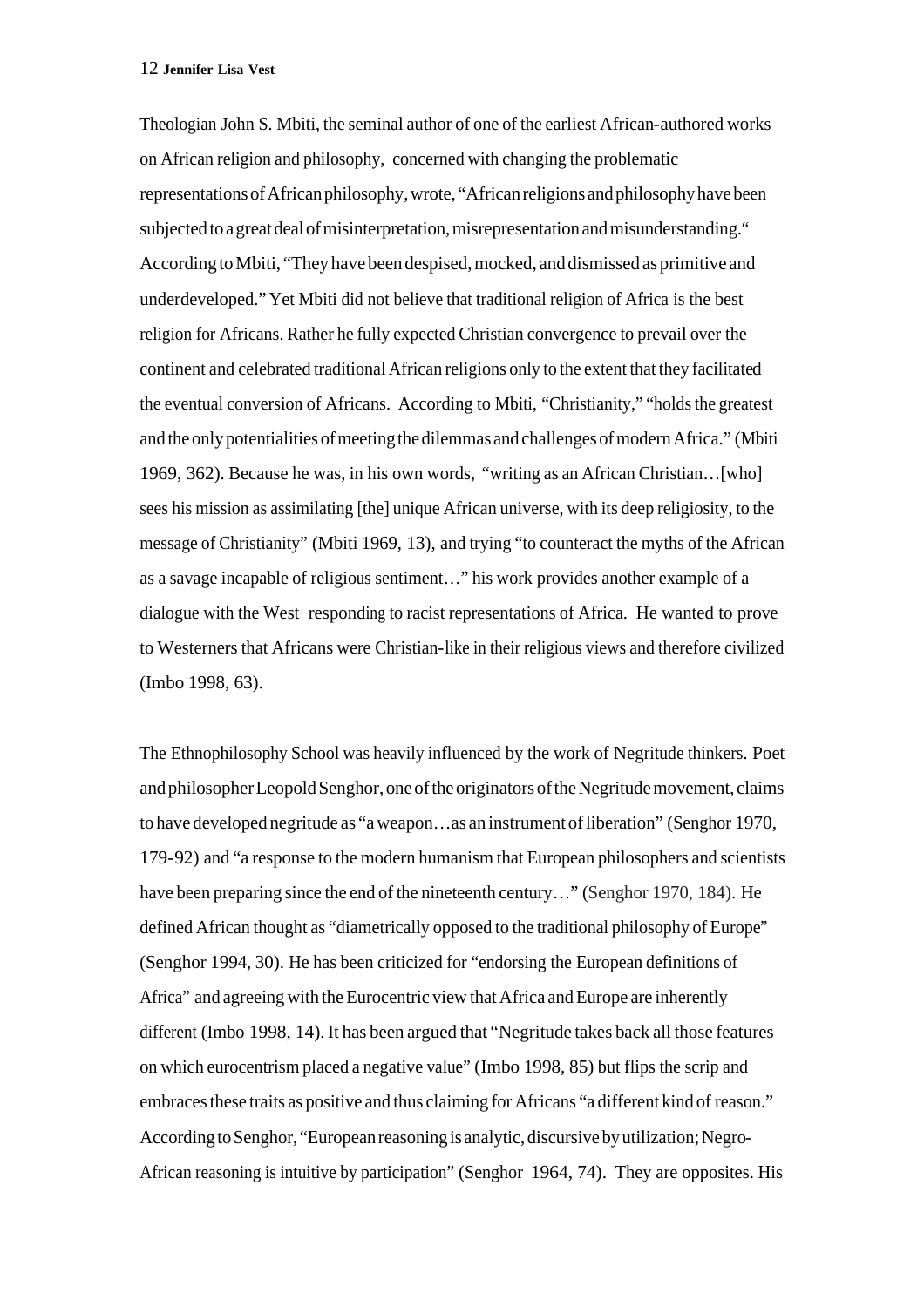Theologian John S. Mbiti, the seminal author of one of the earliest African-authored works on African religion and philosophy, concerned with changing the problematic representations of African philosophy, wrote, "African religions and philosophy have been subjected to a great deal of misinterpretation, misrepresentation and misunderstanding." According to Mbiti, "They have been despised, mocked, and dismissed as primitive and underdeveloped." Yet Mbiti did not believe that traditional religion of Africa is the best religion for Africans. Rather he fully expected Christian convergence to prevail over the continent and celebrated traditional African religions only to the extent that they facilitated the eventual conversion of Africans. According to Mbiti, "Christianity," "holds the greatest and the only potentialities of meeting the dilemmas and challenges of modern Africa." (Mbiti 1969, 362). Because he was, in his own words, "writing as an African Christian…[who] sees his mission as assimilating [the] unique African universe, with its deep religiosity, to the message of Christianity" (Mbiti 1969, 13), and trying "to counteract the myths of the African as a savage incapable of religious sentiment…" his work provides another example of a dialogue with the West responding to racist representations of Africa. He wanted to prove to Westerners that Africans were Christian-like in their religious views and therefore civilized (Imbo 1998, 63).

The Ethnophilosophy School was heavily influenced by the work of Negritude thinkers. Poet and philosopher Leopold Senghor, one of the originators of the Negritude movement, claims to have developed negritude as "a weapon…as an instrument of liberation" (Senghor 1970, 179-92) and "a response to the modern humanism that European philosophers and scientists have been preparing since the end of the nineteenth century…" (Senghor 1970, 184). He defined African thought as "diametrically opposed to the traditional philosophy of Europe" (Senghor 1994, 30). He has been criticized for "endorsing the European definitions of Africa" and agreeing with the Eurocentric view that Africa and Europe are inherently different (Imbo 1998, 14). It has been argued that "Negritude takes back all those features on which eurocentrism placed a negative value" (Imbo 1998, 85) but flips the scrip and embraces these traits as positive and thus claiming for Africans "a different kind of reason." According to Senghor, "European reasoning is analytic, discursive by utilization; Negro-African reasoning is intuitive by participation" (Senghor 1964, 74). They are opposites. His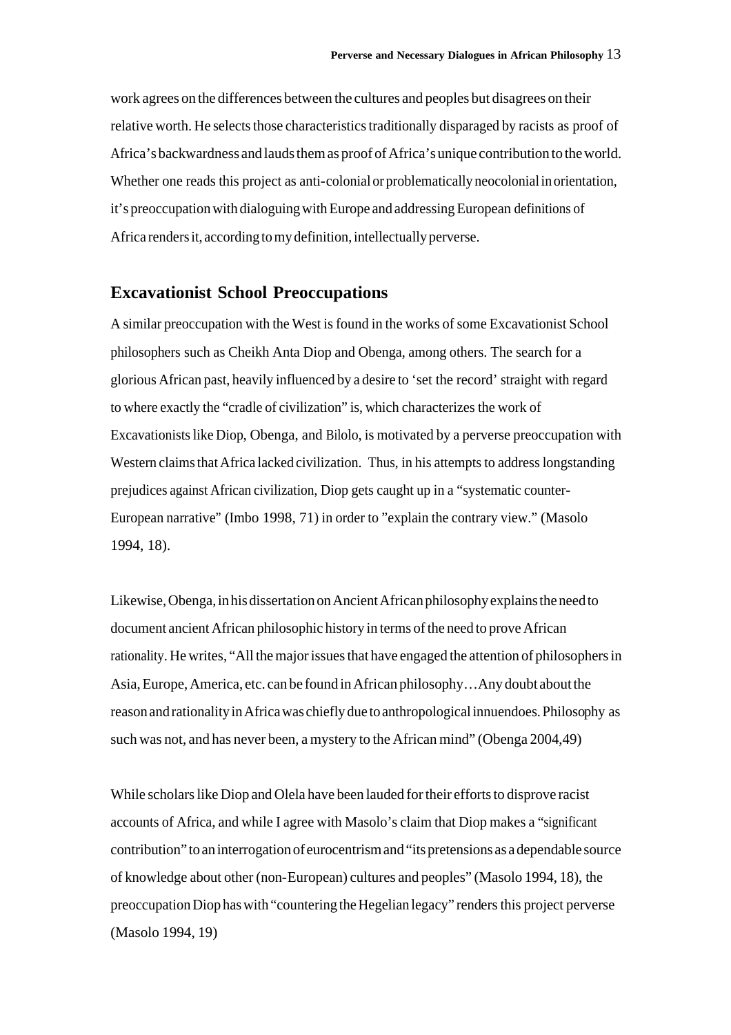work agrees on the differences between the cultures and peoples but disagrees on their relative worth. He selects those characteristics traditionally disparaged by racists as proof of Africa's backwardness and lauds them as proof of Africa's unique contribution to the world. Whether one reads this project as anti-colonial or problematically neocolonial in orientation, it's preoccupation with dialoguing with Europe and addressing European definitions of Africa renders it, according to my definition, intellectually perverse.

## Excavationist School Preoccupations

A similar preoccupation with the West is found in the works of some Excavationist School philosophers such as Cheikh Anta Diop and Obenga, among others. The search for a glorious African past, heavily influenced by a desire to 'set the record' straight with regard to where exactly the "cradle of civilization" is, which characterizes the work of Excavationists like Diop, Obenga, and Bilolo, is motivated by a perverse preoccupation with Western claims that Africa lacked civilization. Thus, in his attempts to address longstanding prejudices against African civilization, Diop gets caught up in a "systematic counter-European narrative" (Imbo 1998, 71) in order to "explain the contrary view." (Masolo 1994, 18).

Likewise, Obenga, in his dissertation on Ancient African philosophy explains the need to document ancient African philosophic history in terms of the need to prove African rationality. He writes, "All the major issues that have engaged the attention of philosophers in Asia, Europe, America, etc. can be found in African philosophy…Any doubt about the reason and rationality in Africa was chiefly due to anthropological innuendoes. Philosophy as such was not, and has never been, a mystery to the African mind" (Obenga 2004,49)

While scholars like Diop and Olela have been lauded for their efforts to disprove racist accounts of Africa, and while I agree with Masolo's claim that Diop makes a "significant contribution" to an interrogation of eurocentrism and "its pretensions as a dependable source of knowledge about other (non-European) cultures and peoples" (Masolo 1994, 18), the preoccupation Diop has with "countering the Hegelian legacy" renders this project perverse (Masolo 1994, 19)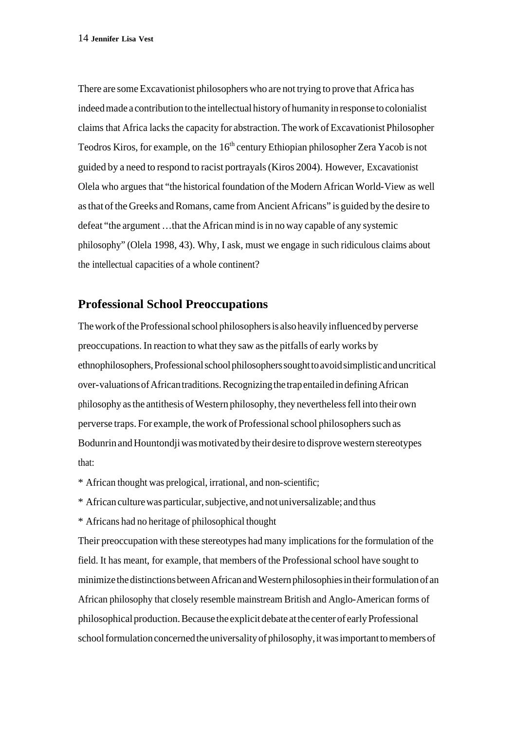There are some Excavationist philosophers who are not trying to prove that Africa has indeed made a contribution to the intellectual history of humanity in response to colonialist claims that Africa lacks the capacity for abstraction. The work of Excavationist Philosopher Teodros Kiros, for example, on the 16$^{th}$ century Ethiopian philosopher Zera Yacob is not guided by a need to respond to racist portrayals (Kiros 2004). However, Excavationist Olela who argues that "the historical foundation of the Modern African World-View as well as that of the Greeks and Romans, came from Ancient Africans" is guided by the desire to defeat "the argument …that the African mind is in no way capable of any systemic philosophy" (Olela 1998, 43). Why, I ask, must we engage in such ridiculous claims about the intellectual capacities of a whole continent?

## Professional School Preoccupations

The work of the Professional school philosophers is also heavily influenced by perverse preoccupations. In reaction to what they saw as the pitfalls of early works by ethnophilosophers, Professional school philosophers sought to avoid simplistic and uncritical over-valuations of African traditions. Recognizing the trap entailed in defining African philosophy as the antithesis of Western philosophy, they nevertheless fell into their own perverse traps. For example, the work of Professional school philosophers such as Bodunrin and Hountondji was motivated by their desire to disprove western stereotypes that:

* African thought was prelogical, irrational, and non-scientific;
* African culture was particular, subjective, and not universalizable; and thus
* Africans had no heritage of philosophical thought

Their preoccupation with these stereotypes had many implications for the formulation of the field. It has meant, for example, that members of the Professional school have sought to minimize the distinctions between African and Western philosophies in their formulation of an African philosophy that closely resemble mainstream British and Anglo-American forms of philosophical production. Because the explicit debate at the center of early Professional school formulation concerned the universality of philosophy, it was important to members of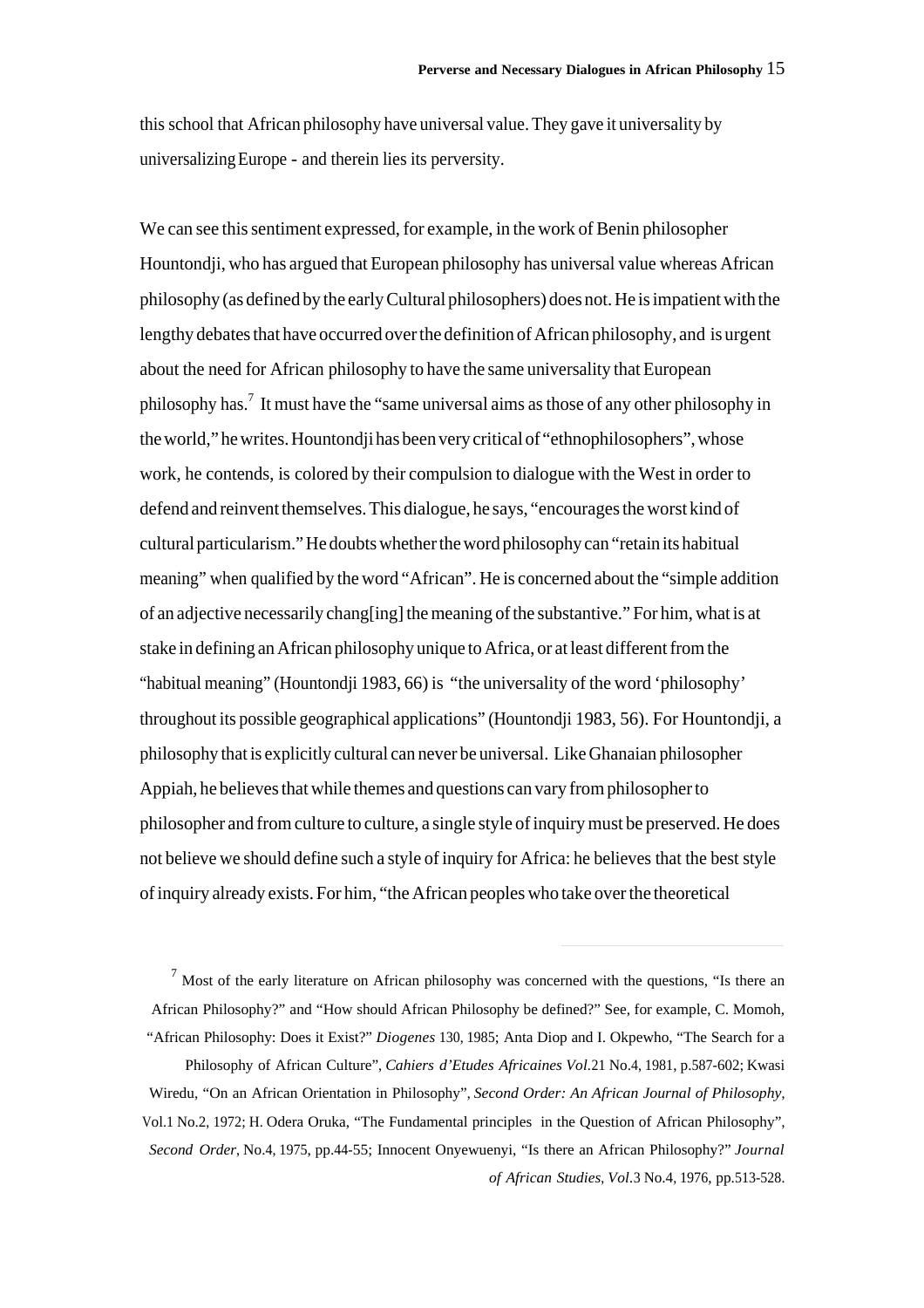this school that African philosophy have universal value. They gave it universality by universalizing Europe - and therein lies its perversity.

We can see this sentiment expressed, for example, in the work of Benin philosopher Hountondji, who has argued that European philosophy has universal value whereas African philosophy (as defined by the early Cultural philosophers) does not. He is impatient with the lengthy debates that have occurred over the definition of African philosophy, and is urgent about the need for African philosophy to have the same universality that European philosophy has.[7] It must have the "same universal aims as those of any other philosophy in the world," he writes. Hountondji has been very critical of "ethnophilosophers", whose work, he contends, is colored by their compulsion to dialogue with the West in order to defend and reinvent themselves. This dialogue, he says, "encourages the worst kind of cultural particularism." He doubts whether the word philosophy can "retain its habitual meaning" when qualified by the word "African". He is concerned about the "simple addition of an adjective necessarily chang[ing] the meaning of the substantive." For him, what is at stake in defining an African philosophy unique to Africa, or at least different from the "habitual meaning" (Hountondji 1983, 66) is "the universality of the word 'philosophy' throughout its possible geographical applications" (Hountondji 1983, 56). For Hountondji, a philosophy that is explicitly cultural can never be universal. Like Ghanaian philosopher Appiah, he believes that while themes and questions can vary from philosopher to philosopher and from culture to culture, a single style of inquiry must be preserved. He does not believe we should define such a style of inquiry for Africa: he believes that the best style of inquiry already exists. For him, "the African peoples who take over the theoretical

---

[7] Most of the early literature on African philosophy was concerned with the questions, "Is there an African Philosophy?" and "How should African Philosophy be defined?" See, for example, C. Momoh, "African Philosophy: Does it Exist?" *Diogenes* 130, 1985; Anta Diop and I. Okpewho, "The Search for a Philosophy of African Culture", *Cahiers d'Etudes Africaines Vol*.21 No.4, 1981, p.587-602; Kwasi Wiredu, "On an African Orientation in Philosophy", *Second Order: An African Journal of Philosophy*, Vol.1 No.2, 1972; H. Odera Oruka, "The Fundamental principles in the Question of African Philosophy", *Second Order*, No.4, 1975, pp.44-55; Innocent Onyewuenyi, "Is there an African Philosophy?" *Journal of African Studies*, *Vol*.3 No.4, 1976, pp.513-528.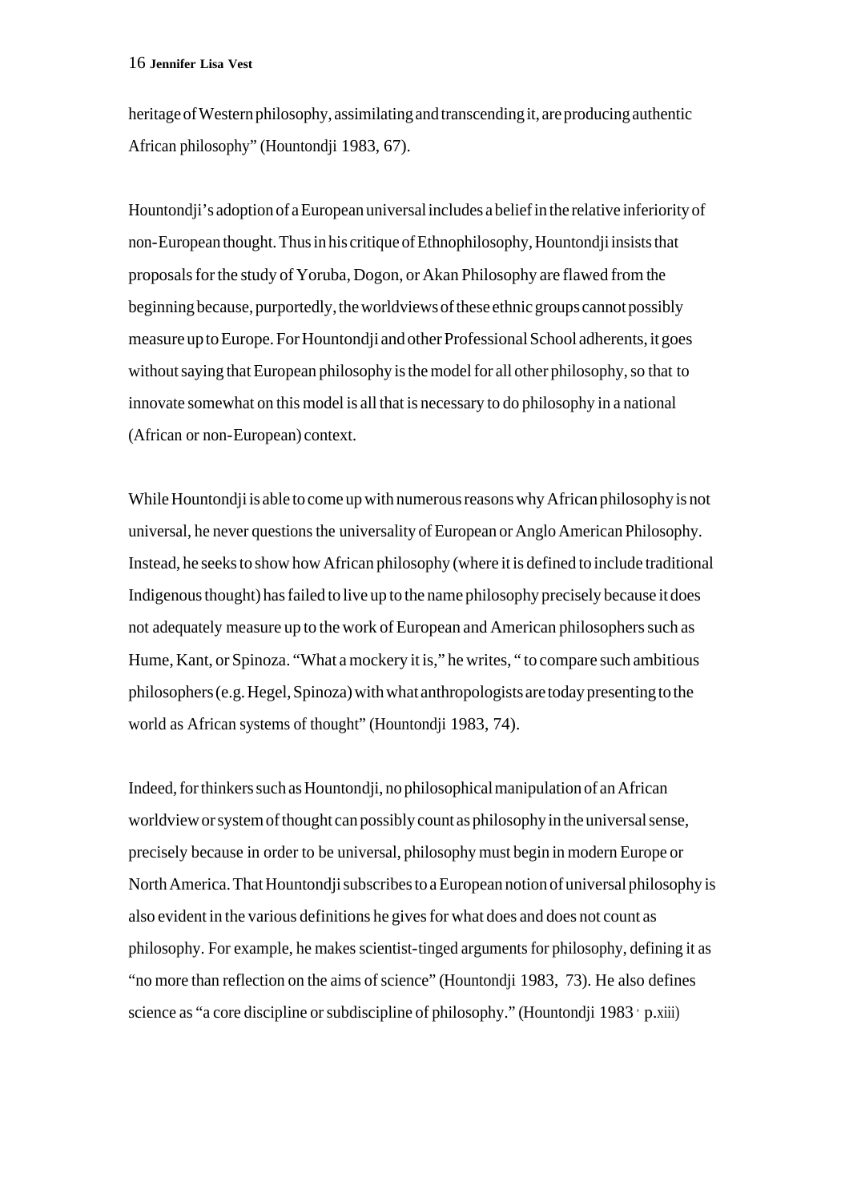heritage of Western philosophy, assimilating and transcending it, are producing authentic African philosophy" (Hountondji 1983, 67).

Hountondji's adoption of a European universal includes a belief in the relative inferiority of non-European thought. Thus in his critique of Ethnophilosophy, Hountondji insists that proposals for the study of Yoruba, Dogon, or Akan Philosophy are flawed from the beginning because, purportedly, the worldviews of these ethnic groups cannot possibly measure up to Europe. For Hountondji and other Professional School adherents, it goes without saying that European philosophy is the model for all other philosophy, so that to innovate somewhat on this model is all that is necessary to do philosophy in a national (African or non-European) context.

While Hountondji is able to come up with numerous reasons why African philosophy is not universal, he never questions the universality of European or Anglo American Philosophy. Instead, he seeks to show how African philosophy (where it is defined to include traditional Indigenous thought) has failed to live up to the name philosophy precisely because it does not adequately measure up to the work of European and American philosophers such as Hume, Kant, or Spinoza. "What a mockery it is," he writes, " to compare such ambitious philosophers (e.g. Hegel, Spinoza) with what anthropologists are today presenting to the world as African systems of thought" (Hountondji 1983, 74).

Indeed, for thinkers such as Hountondji, no philosophical manipulation of an African worldview or system of thought can possibly count as philosophy in the universal sense, precisely because in order to be universal, philosophy must begin in modern Europe or North America. That Hountondji subscribes to a European notion of universal philosophy is also evident in the various definitions he gives for what does and does not count as philosophy. For example, he makes scientist-tinged arguments for philosophy, defining it as "no more than reflection on the aims of science" (Hountondji 1983, 73). He also defines science as "a core discipline or subdiscipline of philosophy." (Hountondji 1983 , p.xiii)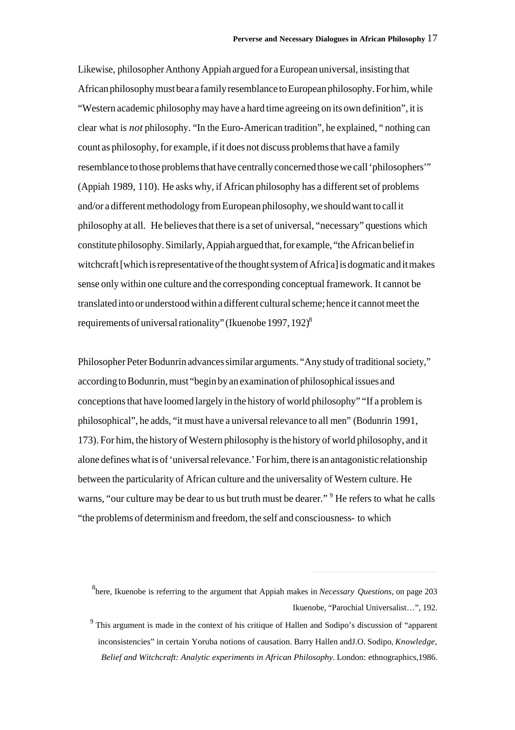Likewise, philosopher Anthony Appiah argued for a European universal, insisting that African philosophy must bear a family resemblance to European philosophy. For him, while "Western academic philosophy may have a hard time agreeing on its own definition", it is clear what is *not* philosophy. "In the Euro-American tradition", he explained, " nothing can count as philosophy, for example, if it does not discuss problems that have a family resemblance to those problems that have centrally concerned those we call 'philosophers'" (Appiah 1989, 110). He asks why, if African philosophy has a different set of problems and/or a different methodology from European philosophy, we should want to call it philosophy at all. He believes that there is a set of universal, "necessary" questions which constitute philosophy. Similarly, Appiah argued that, for example, "the African belief in witchcraft [which is representative of the thought system of Africa] is dogmatic and it makes sense only within one culture and the corresponding conceptual framework. It cannot be translated into or understood within a different cultural scheme; hence it cannot meet the requirements of universal rationality" (Ikuenobe 1997, 192)[8]

Philosopher Peter Bodunrin advances similar arguments. "Any study of traditional society," according to Bodunrin, must "begin by an examination of philosophical issues and conceptions that have loomed largely in the history of world philosophy" "If a problem is philosophical", he adds, "it must have a universal relevance to all men" (Bodunrin 1991, 173). For him, the history of Western philosophy is the history of world philosophy, and it alone defines what is of 'universal relevance.' For him, there is an antagonistic relationship between the particularity of African culture and the universality of Western culture. He warns, "our culture may be dear to us but truth must be dearer." [9] He refers to what he calls "the problems of determinism and freedom, the self and consciousness- to which

---

[8] here, Ikuenobe is referring to the argument that Appiah makes in *Necessary Questions*, on page 203 Ikuenobe, "Parochial Universalist…", 192.

[9] This argument is made in the context of his critique of Hallen and Sodipo's discussion of "apparent inconsistencies" in certain Yoruba notions of causation. Barry Hallen andJ.O. Sodipo, *Knowledge, Belief and Witchcraft: Analytic experiments in African Philosophy*. London: ethnographics,1986.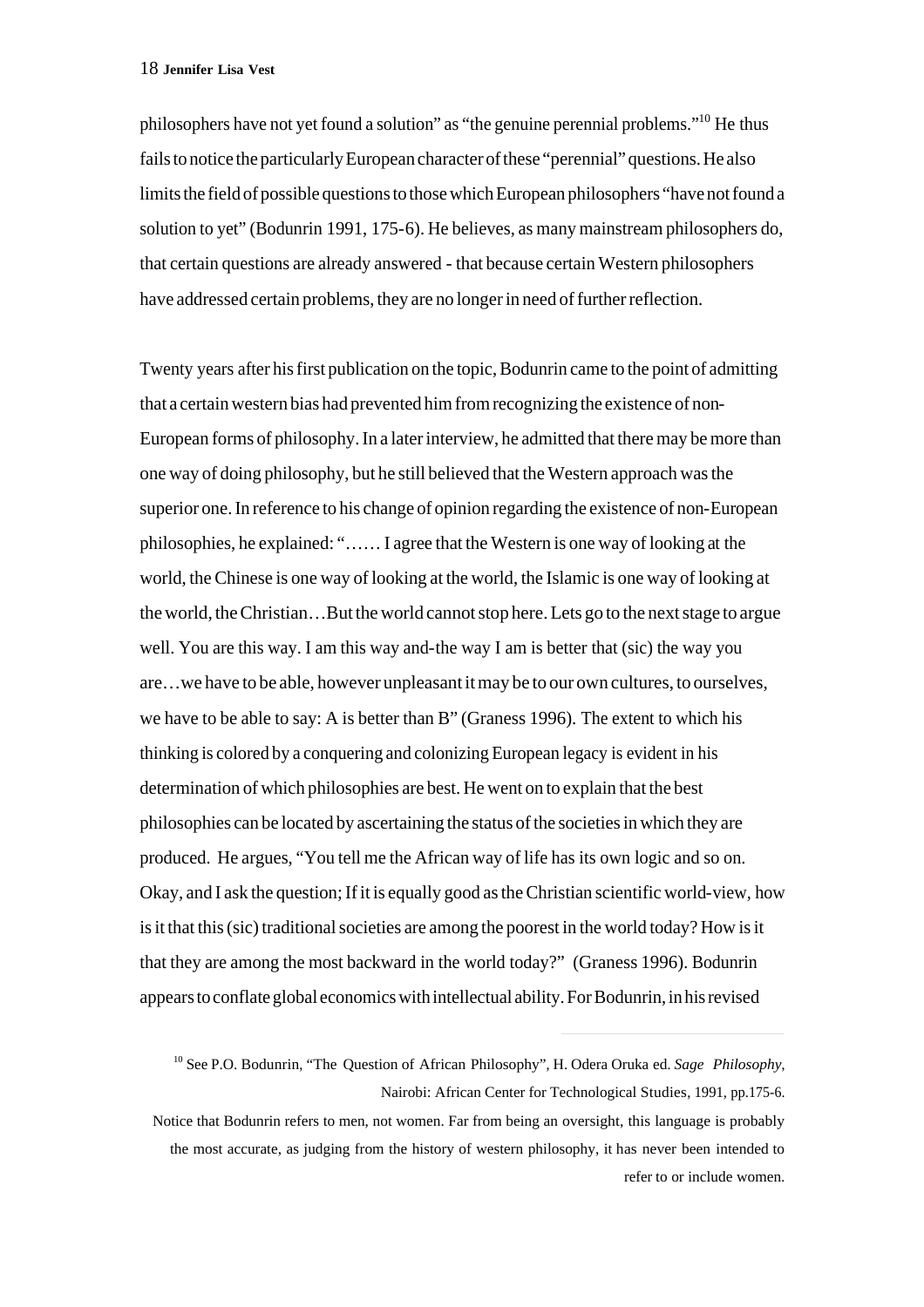philosophers have not yet found a solution" as "the genuine perennial problems."[10] He thus fails to notice the particularly European character of these "perennial" questions. He also limits the field of possible questions to those which European philosophers "have not found a solution to yet" (Bodunrin 1991, 175-6). He believes, as many mainstream philosophers do, that certain questions are already answered - that because certain Western philosophers have addressed certain problems, they are no longer in need of further reflection.

Twenty years after his first publication on the topic, Bodunrin came to the point of admitting that a certain western bias had prevented him from recognizing the existence of non-European forms of philosophy. In a later interview, he admitted that there may be more than one way of doing philosophy, but he still believed that the Western approach was the superior one. In reference to his change of opinion regarding the existence of non-European philosophies, he explained: "…… I agree that the Western is one way of looking at the world, the Chinese is one way of looking at the world, the Islamic is one way of looking at the world, the Christian…But the world cannot stop here. Lets go to the next stage to argue well. You are this way. I am this way and-the way I am is better that (sic) the way you are…we have to be able, however unpleasant it may be to our own cultures, to ourselves, we have to be able to say: A is better than B" (Graness 1996). The extent to which his thinking is colored by a conquering and colonizing European legacy is evident in his determination of which philosophies are best. He went on to explain that the best philosophies can be located by ascertaining the status of the societies in which they are produced. He argues, "You tell me the African way of life has its own logic and so on. Okay, and I ask the question; If it is equally good as the Christian scientific world-view, how is it that this (sic) traditional societies are among the poorest in the world today? How is it that they are among the most backward in the world today?" (Graness 1996). Bodunrin appears to conflate global economics with intellectual ability. For Bodunrin, in his revised

---

[10] See P.O. Bodunrin, "The Question of African Philosophy", H. Odera Oruka ed. *Sage Philosophy*, Nairobi: African Center for Technological Studies, 1991, pp.175-6.

Notice that Bodunrin refers to men, not women. Far from being an oversight, this language is probably the most accurate, as judging from the history of western philosophy, it has never been intended to refer to or include women.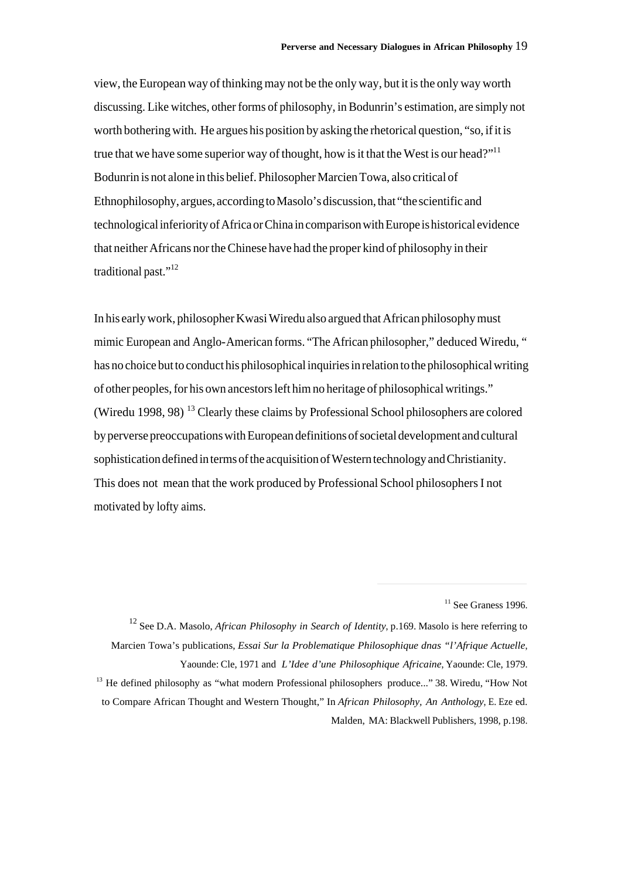view, the European way of thinking may not be the only way, but it is the only way worth discussing. Like witches, other forms of philosophy, in Bodunrin's estimation, are simply not worth bothering with. He argues his position by asking the rhetorical question, "so, if it is true that we have some superior way of thought, how is it that the West is our head?"[11] Bodunrin is not alone in this belief. Philosopher Marcien Towa, also critical of Ethnophilosophy, argues, according to Masolo's discussion, that "the scientific and technological inferiority of Africa or China in comparison with Europe is historical evidence that neither Africans nor the Chinese have had the proper kind of philosophy in their traditional past."[12]

In his early work, philosopher Kwasi Wiredu also argued that African philosophy must mimic European and Anglo-American forms. "The African philosopher," deduced Wiredu, " has no choice but to conduct his philosophical inquiries in relation to the philosophical writing of other peoples, for his own ancestors left him no heritage of philosophical writings." (Wiredu 1998, 98) [13] Clearly these claims by Professional School philosophers are colored by perverse preoccupations with European definitions of societal development and cultural sophistication defined in terms of the acquisition of Western technology and Christianity. This does not mean that the work produced by Professional School philosophers I not motivated by lofty aims.

---

[11] See Graness 1996.

[12] See D.A. Masolo, *African Philosophy in Search of Identity*, p.169. Masolo is here referring to Marcien Towa's publications, *Essai Sur la Problematique Philosophique dnas "l'Afrique Actuelle*, Yaounde: Cle, 1971 and *L'Idee d'une Philosophique Africaine*, Yaounde: Cle, 1979.

[13] He defined philosophy as "what modern Professional philosophers produce..." 38. Wiredu, "How Not to Compare African Thought and Western Thought," In *African Philosophy, An Anthology*, E. Eze ed. Malden, MA: Blackwell Publishers, 1998, p.198.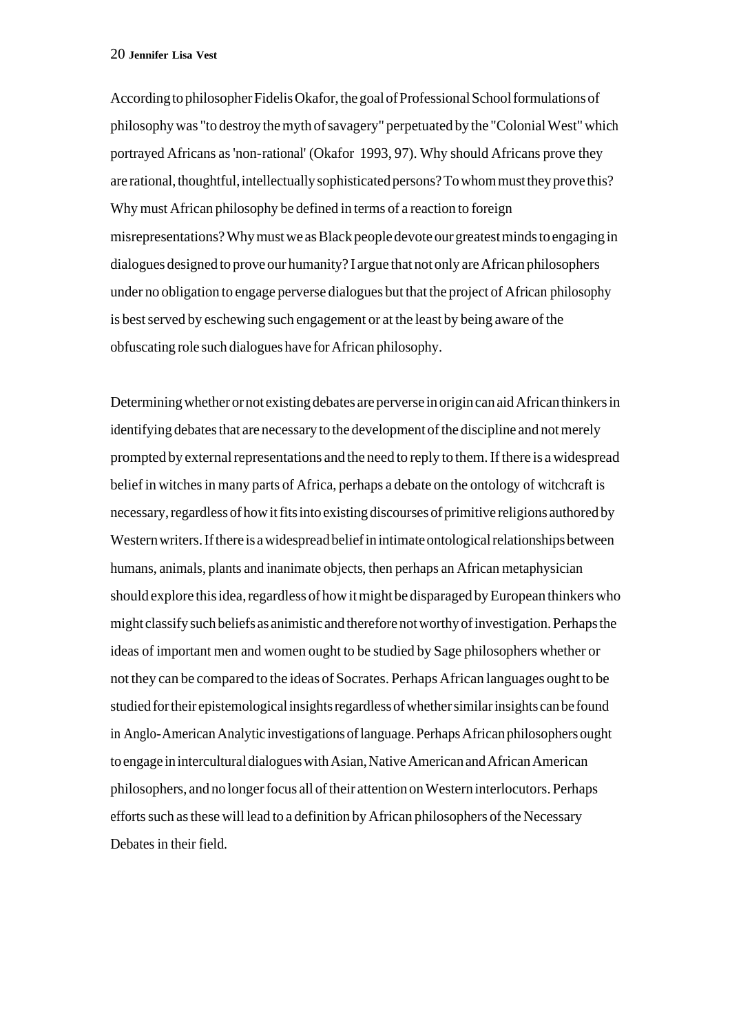According to philosopher Fidelis Okafor, the goal of Professional School formulations of philosophy was "to destroy the myth of savagery" perpetuated by the "Colonial West" which portrayed Africans as 'non-rational' (Okafor 1993, 97). Why should Africans prove they are rational, thoughtful, intellectually sophisticated persons? To whom must they prove this? Why must African philosophy be defined in terms of a reaction to foreign misrepresentations? Why must we as Black people devote our greatest minds to engaging in dialogues designed to prove our humanity? I argue that not only are African philosophers under no obligation to engage perverse dialogues but that the project of African philosophy is best served by eschewing such engagement or at the least by being aware of the obfuscating role such dialogues have for African philosophy.

Determining whether or not existing debates are perverse in origin can aid African thinkers in identifying debates that are necessary to the development of the discipline and not merely prompted by external representations and the need to reply to them. If there is a widespread belief in witches in many parts of Africa, perhaps a debate on the ontology of witchcraft is necessary, regardless of how it fits into existing discourses of primitive religions authored by Western writers. If there is a widespread belief in intimate ontological relationships between humans, animals, plants and inanimate objects, then perhaps an African metaphysician should explore this idea, regardless of how it might be disparaged by European thinkers who might classify such beliefs as animistic and therefore not worthy of investigation. Perhaps the ideas of important men and women ought to be studied by Sage philosophers whether or not they can be compared to the ideas of Socrates. Perhaps African languages ought to be studied for their epistemological insights regardless of whether similar insights can be found in Anglo-American Analytic investigations of language. Perhaps African philosophers ought to engage in intercultural dialogues with Asian, Native American and African American philosophers, and no longer focus all of their attention on Western interlocutors. Perhaps efforts such as these will lead to a definition by African philosophers of the Necessary Debates in their field.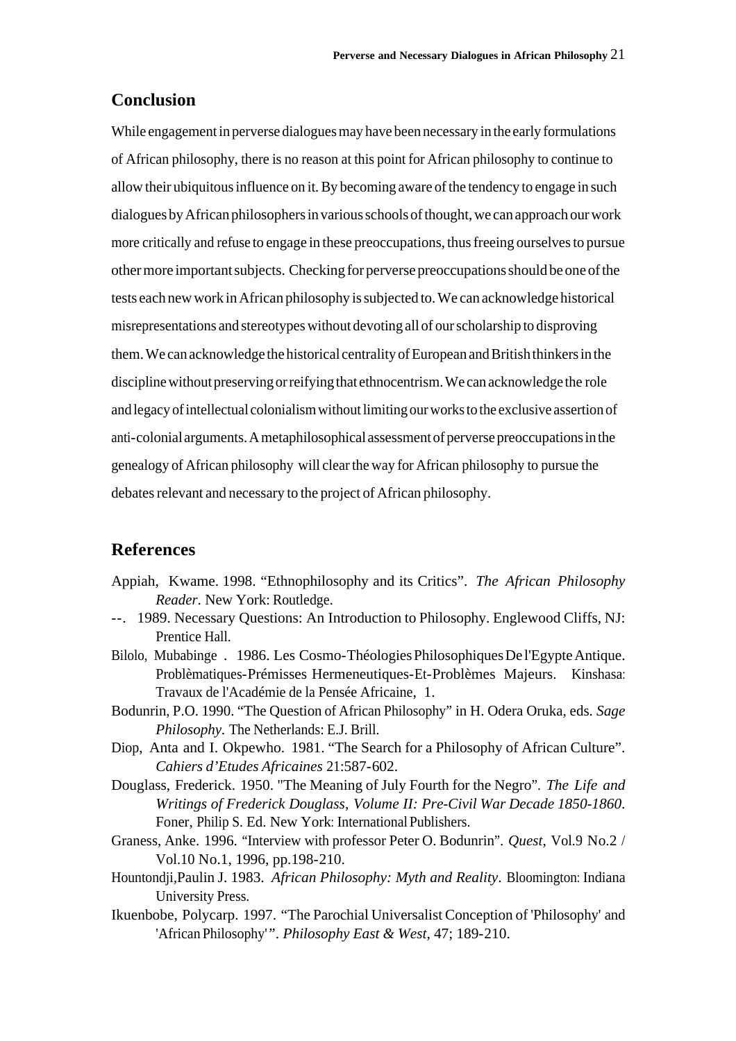## Conclusion

While engagement in perverse dialogues may have been necessary in the early formulations of African philosophy, there is no reason at this point for African philosophy to continue to allow their ubiquitous influence on it. By becoming aware of the tendency to engage in such dialogues by African philosophers in various schools of thought, we can approach our work more critically and refuse to engage in these preoccupations, thus freeing ourselves to pursue other more important subjects. Checking for perverse preoccupations should be one of the tests each new work in African philosophy is subjected to. We can acknowledge historical misrepresentations and stereotypes without devoting all of our scholarship to disproving them. We can acknowledge the historical centrality of European and British thinkers in the discipline without preserving or reifying that ethnocentrism. We can acknowledge the role and legacy of intellectual colonialism without limiting our works to the exclusive assertion of anti-colonial arguments. A metaphilosophical assessment of perverse preoccupations in the genealogy of African philosophy will clear the way for African philosophy to pursue the debates relevant and necessary to the project of African philosophy.

## References

Appiah, Kwame. 1998. "Ethnophilosophy and its Critics". *The African Philosophy Reader*. New York: Routledge.

--. 1989. Necessary Questions: An Introduction to Philosophy. Englewood Cliffs, NJ: Prentice Hall.

Bilolo, Mubabinge . 1986. Les Cosmo-Théologies Philosophiques De l'Egypte Antique. Problèmatiques-Prémisses Hermeneutiques-Et-Problèmes Majeurs. Kinshasa: Travaux de l'Académie de la Pensée Africaine, 1.

Bodunrin, P.O. 1990. "The Question of African Philosophy" in H. Odera Oruka, eds. *Sage Philosophy*. The Netherlands: E.J. Brill.

Diop, Anta and I. Okpewho. 1981. "The Search for a Philosophy of African Culture". *Cahiers d'Etudes Africaines* 21:587-602.

Douglass, Frederick. 1950. "The Meaning of July Fourth for the Negro". *The Life and Writings of Frederick Douglass, Volume II: Pre-Civil War Decade 1850-1860*. Foner, Philip S. Ed. New York: International Publishers.

Graness, Anke. 1996. "Interview with professor Peter O. Bodunrin". *Quest*, Vol.9 No.2 / Vol.10 No.1, 1996, pp.198-210.

Hountondji, Paulin J. 1983. *African Philosophy: Myth and Reality*. Bloomington: Indiana University Press.

Ikuenbobe, Polycarp. 1997. "The Parochial Universalist Conception of 'Philosophy' and 'African Philosophy'". *Philosophy East & West*, 47; 189-210.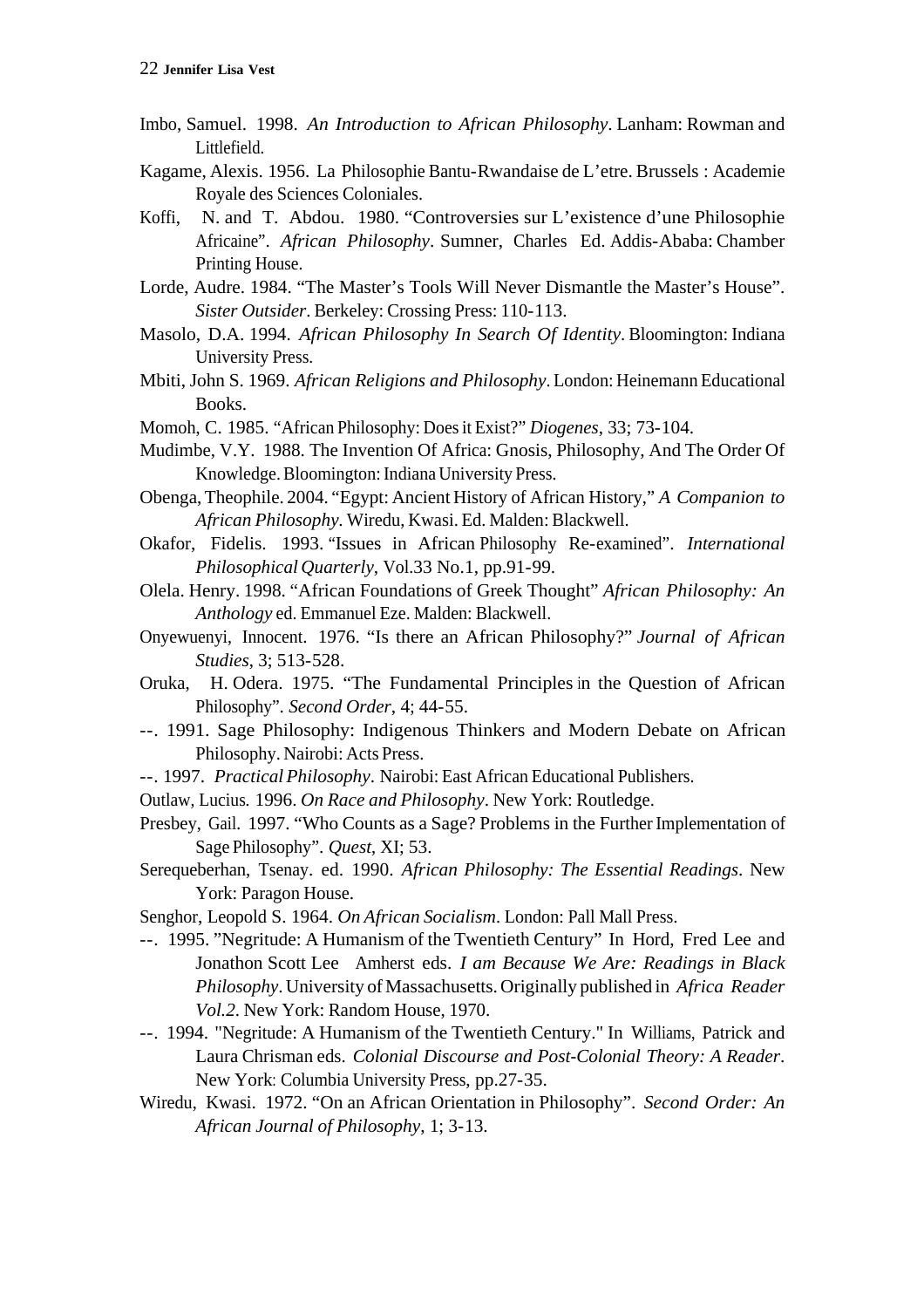Imbo, Samuel. 1998. *An Introduction to African Philosophy*. Lanham: Rowman and Littlefield.

Kagame, Alexis. 1956. La Philosophie Bantu-Rwandaise de L'etre. Brussels : Academie Royale des Sciences Coloniales.

Koffi, N. and T. Abdou. 1980. "Controversies sur L'existence d'une Philosophie Africaine". *African Philosophy*. Sumner, Charles Ed. Addis-Ababa: Chamber Printing House.

Lorde, Audre. 1984. "The Master's Tools Will Never Dismantle the Master's House". *Sister Outsider*. Berkeley: Crossing Press: 110-113.

Masolo, D.A. 1994. *African Philosophy In Search Of Identity*. Bloomington: Indiana University Press.

Mbiti, John S. 1969. *African Religions and Philosophy*. London: Heinemann Educational Books.

Momoh, C. 1985. "African Philosophy: Does it Exist?" *Diogenes*, 33; 73-104.

Mudimbe, V.Y. 1988. The Invention Of Africa: Gnosis, Philosophy, And The Order Of Knowledge. Bloomington: Indiana University Press.

Obenga, Theophile. 2004. "Egypt: Ancient History of African History," *A Companion to African Philosophy*. Wiredu, Kwasi. Ed. Malden: Blackwell.

Okafor, Fidelis. 1993. "Issues in African Philosophy Re-examined". *International Philosophical Quarterly*, Vol.33 No.1, pp.91-99.

Olela. Henry. 1998. "African Foundations of Greek Thought" *African Philosophy: An Anthology* ed. Emmanuel Eze. Malden: Blackwell.

Onyewuenyi, Innocent. 1976. "Is there an African Philosophy?" *Journal of African Studies*, 3; 513-528.

Oruka, H. Odera. 1975. "The Fundamental Principles in the Question of African Philosophy". *Second Order*, 4; 44-55.

--. 1991. Sage Philosophy: Indigenous Thinkers and Modern Debate on African Philosophy. Nairobi: Acts Press.

--. 1997. *Practical Philosophy*. Nairobi: East African Educational Publishers.

Outlaw, Lucius. 1996. *On Race and Philosophy*. New York: Routledge.

Presbey, Gail. 1997. "Who Counts as a Sage? Problems in the Further Implementation of Sage Philosophy". *Quest*, XI; 53.

Serequeberhan, Tsenay. ed. 1990. *African Philosophy: The Essential Readings*. New York: Paragon House.

Senghor, Leopold S. 1964. *On African Socialism*. London: Pall Mall Press.

--. 1995. "Negritude: A Humanism of the Twentieth Century" In Hord, Fred Lee and Jonathon Scott Lee Amherst eds. *I am Because We Are: Readings in Black Philosophy*. University of Massachusetts. Originally published in *Africa Reader Vol.2*. New York: Random House, 1970.

--. 1994. "Negritude: A Humanism of the Twentieth Century." In Williams, Patrick and Laura Chrisman eds. *Colonial Discourse and Post-Colonial Theory: A Reader*. New York: Columbia University Press, pp.27-35.

Wiredu, Kwasi. 1972. "On an African Orientation in Philosophy". *Second Order: An African Journal of Philosophy*, 1; 3-13.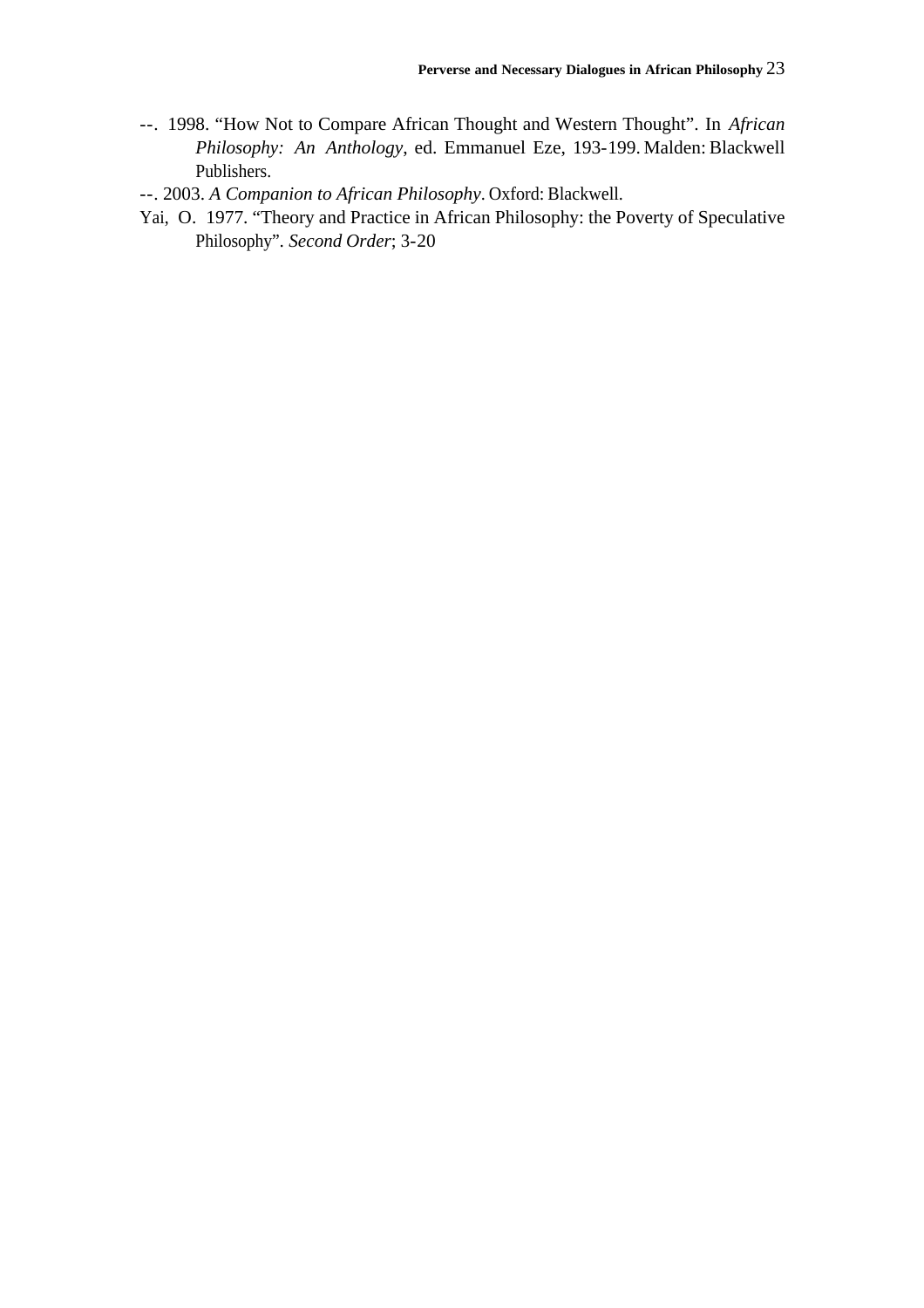--. 1998. "How Not to Compare African Thought and Western Thought". In *African Philosophy: An Anthology*, ed. Emmanuel Eze, 193-199. Malden: Blackwell Publishers.

--. 2003. *A Companion to African Philosophy*. Oxford: Blackwell.

Yai, O. 1977. "Theory and Practice in African Philosophy: the Poverty of Speculative Philosophy". *Second Order*; 3-20